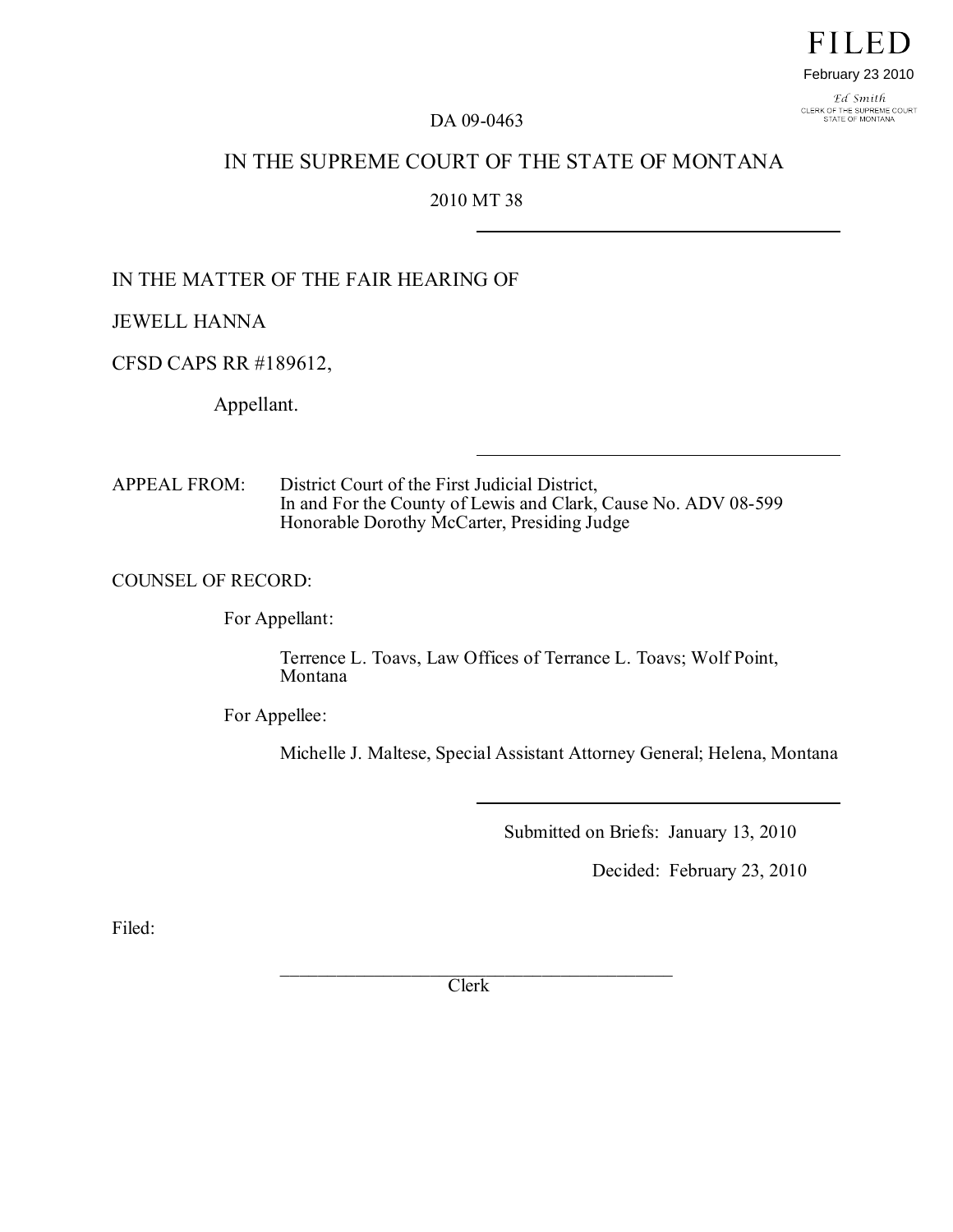FILED

February 23 2010

Ed Smith
CLERK OF THE SUPREME COURT
STATE OF MONTANA

DA 09-0463

IN THE SUPREME COURT OF THE STATE OF MONTANA

2010 MT 38

---

IN THE MATTER OF THE FAIR HEARING OF

JEWELL HANNA

CFSD CAPS RR #189612,

Appellant.

---

APPEAL FROM: District Court of the First Judicial District, In and For the County of Lewis and Clark, Cause No. ADV 08-599 Honorable Dorothy McCarter, Presiding Judge

COUNSEL OF RECORD:

For Appellant:

Terrence L. Toavs, Law Offices of Terrance L. Toavs; Wolf Point, Montana

For Appellee:

Michelle J. Maltese, Special Assistant Attorney General; Helena, Montana

---

Submitted on Briefs: January 13, 2010

Decided: February 23, 2010

Filed:

\_\_\_\_\_\_\_\_\_\_\_\_\_\_\_\_\_\_\_\_\_\_\_\_\_\_\_\_\_\_\_\_\_\_\_\_\_\_\_\_\_\_\_\_

Clerk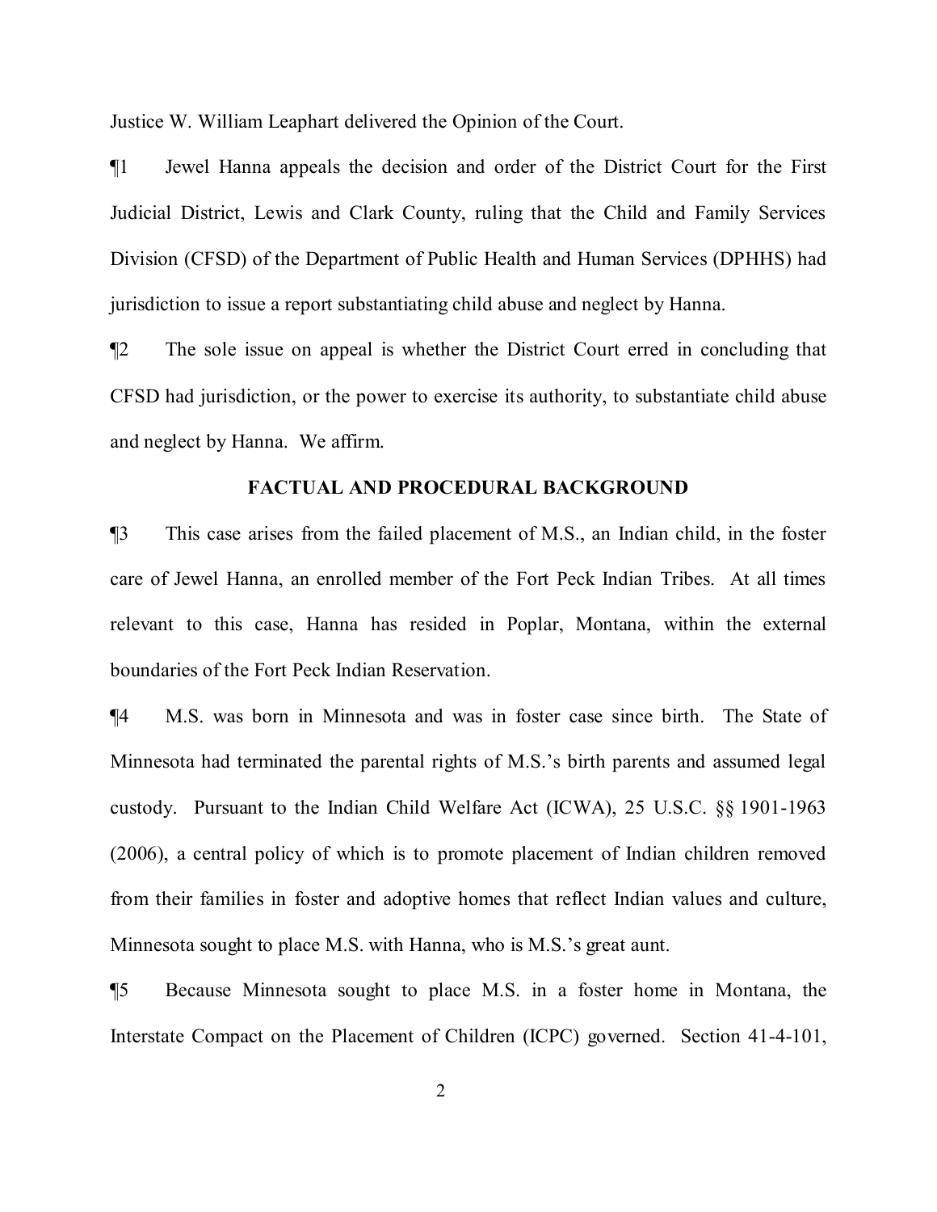Justice W. William Leaphart delivered the Opinion of the Court.

¶1 Jewel Hanna appeals the decision and order of the District Court for the First Judicial District, Lewis and Clark County, ruling that the Child and Family Services Division (CFSD) of the Department of Public Health and Human Services (DPHHS) had jurisdiction to issue a report substantiating child abuse and neglect by Hanna.

¶2 The sole issue on appeal is whether the District Court erred in concluding that CFSD had jurisdiction, or the power to exercise its authority, to substantiate child abuse and neglect by Hanna. We affirm.

## FACTUAL AND PROCEDURAL BACKGROUND

¶3 This case arises from the failed placement of M.S., an Indian child, in the foster care of Jewel Hanna, an enrolled member of the Fort Peck Indian Tribes. At all times relevant to this case, Hanna has resided in Poplar, Montana, within the external boundaries of the Fort Peck Indian Reservation.

¶4 M.S. was born in Minnesota and was in foster case since birth. The State of Minnesota had terminated the parental rights of M.S.'s birth parents and assumed legal custody. Pursuant to the Indian Child Welfare Act (ICWA), 25 U.S.C. §§ 1901-1963 (2006), a central policy of which is to promote placement of Indian children removed from their families in foster and adoptive homes that reflect Indian values and culture, Minnesota sought to place M.S. with Hanna, who is M.S.'s great aunt.

¶5 Because Minnesota sought to place M.S. in a foster home in Montana, the Interstate Compact on the Placement of Children (ICPC) governed. Section 41-4-101,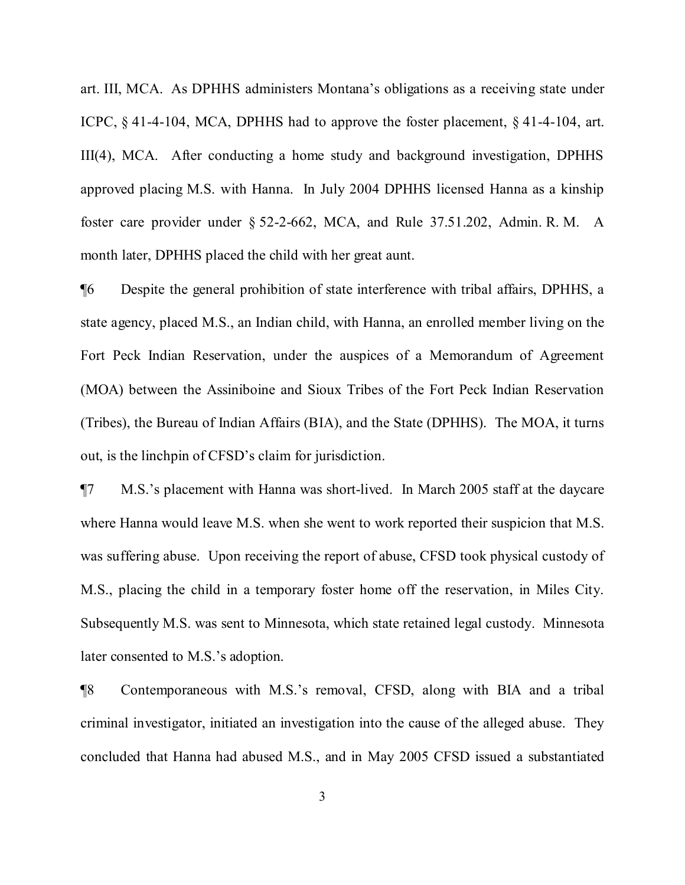art. III, MCA. As DPHHS administers Montana's obligations as a receiving state under ICPC, § 41-4-104, MCA, DPHHS had to approve the foster placement, § 41-4-104, art. III(4), MCA. After conducting a home study and background investigation, DPHHS approved placing M.S. with Hanna. In July 2004 DPHHS licensed Hanna as a kinship foster care provider under § 52-2-662, MCA, and Rule 37.51.202, Admin. R. M. A month later, DPHHS placed the child with her great aunt.

¶6 Despite the general prohibition of state interference with tribal affairs, DPHHS, a state agency, placed M.S., an Indian child, with Hanna, an enrolled member living on the Fort Peck Indian Reservation, under the auspices of a Memorandum of Agreement (MOA) between the Assiniboine and Sioux Tribes of the Fort Peck Indian Reservation (Tribes), the Bureau of Indian Affairs (BIA), and the State (DPHHS). The MOA, it turns out, is the linchpin of CFSD's claim for jurisdiction.

¶7 M.S.'s placement with Hanna was short-lived. In March 2005 staff at the daycare where Hanna would leave M.S. when she went to work reported their suspicion that M.S. was suffering abuse. Upon receiving the report of abuse, CFSD took physical custody of M.S., placing the child in a temporary foster home off the reservation, in Miles City. Subsequently M.S. was sent to Minnesota, which state retained legal custody. Minnesota later consented to M.S.'s adoption.

¶8 Contemporaneous with M.S.'s removal, CFSD, along with BIA and a tribal criminal investigator, initiated an investigation into the cause of the alleged abuse. They concluded that Hanna had abused M.S., and in May 2005 CFSD issued a substantiated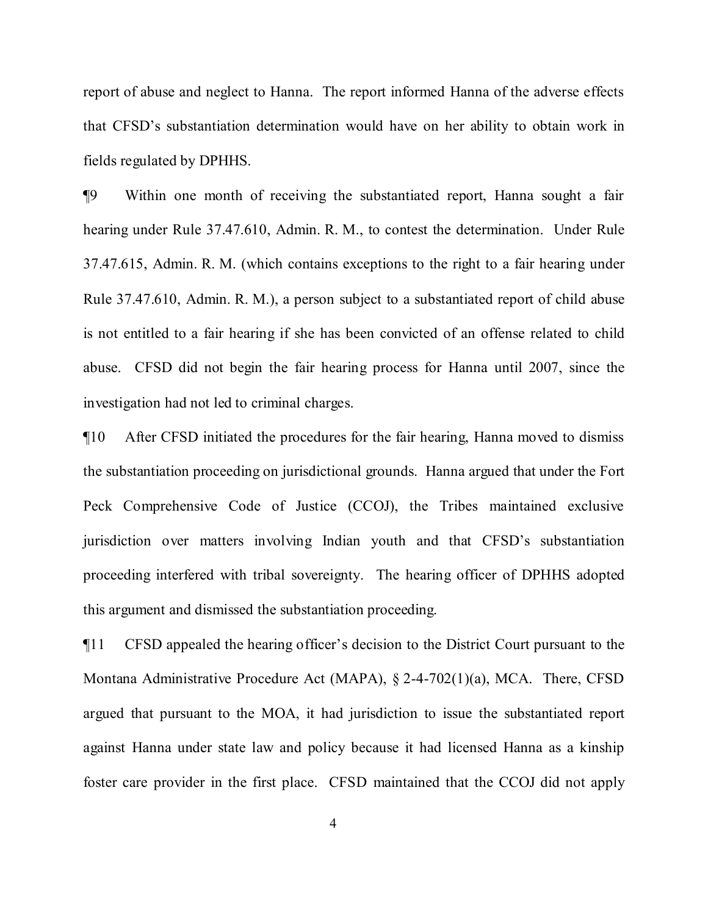report of abuse and neglect to Hanna. The report informed Hanna of the adverse effects that CFSD's substantiation determination would have on her ability to obtain work in fields regulated by DPHHS.

¶9 Within one month of receiving the substantiated report, Hanna sought a fair hearing under Rule 37.47.610, Admin. R. M., to contest the determination. Under Rule 37.47.615, Admin. R. M. (which contains exceptions to the right to a fair hearing under Rule 37.47.610, Admin. R. M.), a person subject to a substantiated report of child abuse is not entitled to a fair hearing if she has been convicted of an offense related to child abuse. CFSD did not begin the fair hearing process for Hanna until 2007, since the investigation had not led to criminal charges.

¶10 After CFSD initiated the procedures for the fair hearing, Hanna moved to dismiss the substantiation proceeding on jurisdictional grounds. Hanna argued that under the Fort Peck Comprehensive Code of Justice (CCOJ), the Tribes maintained exclusive jurisdiction over matters involving Indian youth and that CFSD's substantiation proceeding interfered with tribal sovereignty. The hearing officer of DPHHS adopted this argument and dismissed the substantiation proceeding.

¶11 CFSD appealed the hearing officer's decision to the District Court pursuant to the Montana Administrative Procedure Act (MAPA), § 2-4-702(1)(a), MCA. There, CFSD argued that pursuant to the MOA, it had jurisdiction to issue the substantiated report against Hanna under state law and policy because it had licensed Hanna as a kinship foster care provider in the first place. CFSD maintained that the CCOJ did not apply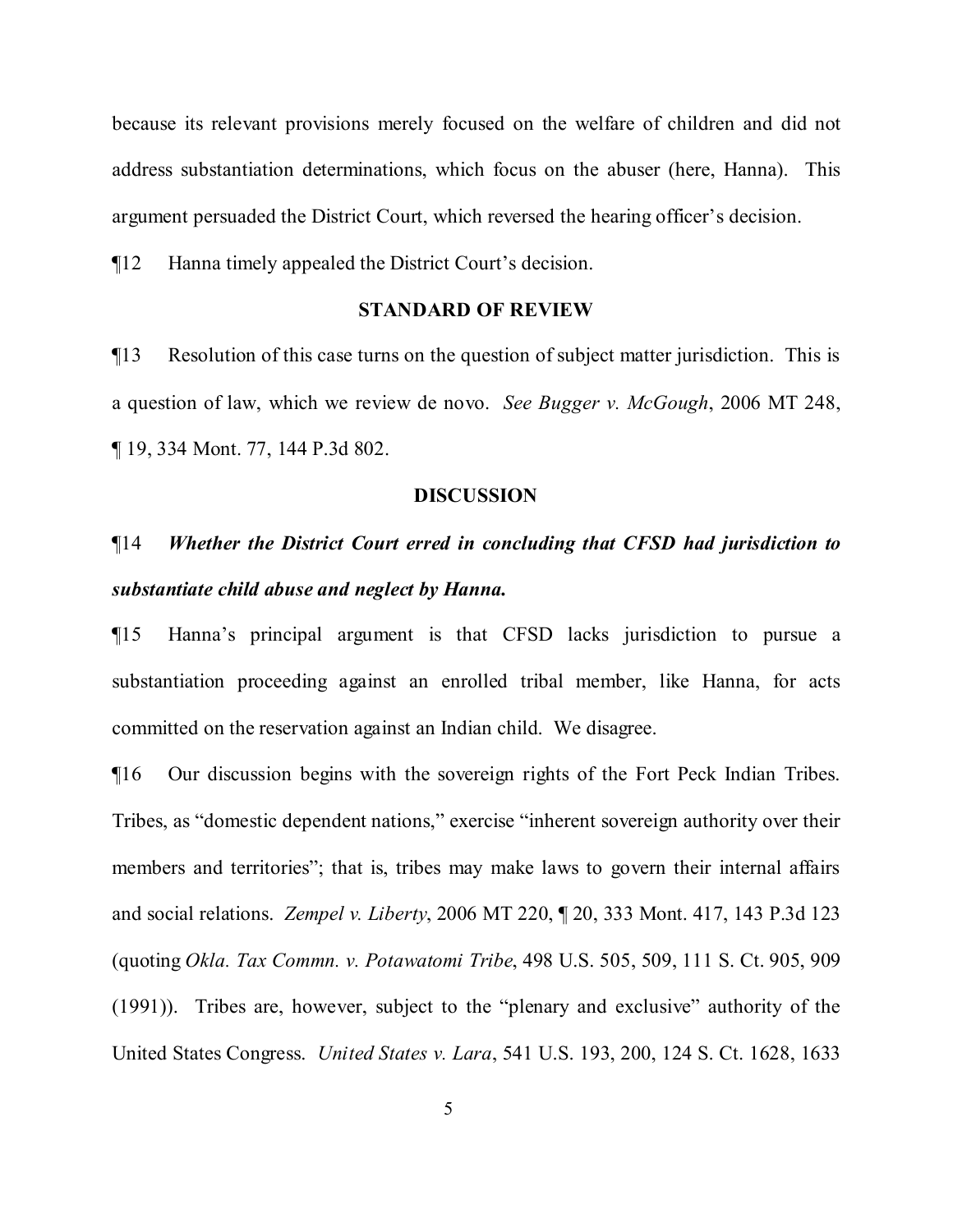because its relevant provisions merely focused on the welfare of children and did not address substantiation determinations, which focus on the abuser (here, Hanna). This argument persuaded the District Court, which reversed the hearing officer's decision.

¶12 Hanna timely appealed the District Court's decision.

## STANDARD OF REVIEW

¶13 Resolution of this case turns on the question of subject matter jurisdiction. This is a question of law, which we review de novo. *See Bugger v. McGough*, 2006 MT 248, ¶ 19, 334 Mont. 77, 144 P.3d 802.

## DISCUSSION

¶14 ***Whether the District Court erred in concluding that CFSD had jurisdiction to substantiate child abuse and neglect by Hanna.***

¶15 Hanna's principal argument is that CFSD lacks jurisdiction to pursue a substantiation proceeding against an enrolled tribal member, like Hanna, for acts committed on the reservation against an Indian child. We disagree.

¶16 Our discussion begins with the sovereign rights of the Fort Peck Indian Tribes. Tribes, as "domestic dependent nations," exercise "inherent sovereign authority over their members and territories"; that is, tribes may make laws to govern their internal affairs and social relations. *Zempel v. Liberty*, 2006 MT 220, ¶ 20, 333 Mont. 417, 143 P.3d 123 (quoting *Okla. Tax Commn. v. Potawatomi Tribe*, 498 U.S. 505, 509, 111 S. Ct. 905, 909 (1991)). Tribes are, however, subject to the "plenary and exclusive" authority of the United States Congress. *United States v. Lara*, 541 U.S. 193, 200, 124 S. Ct. 1628, 1633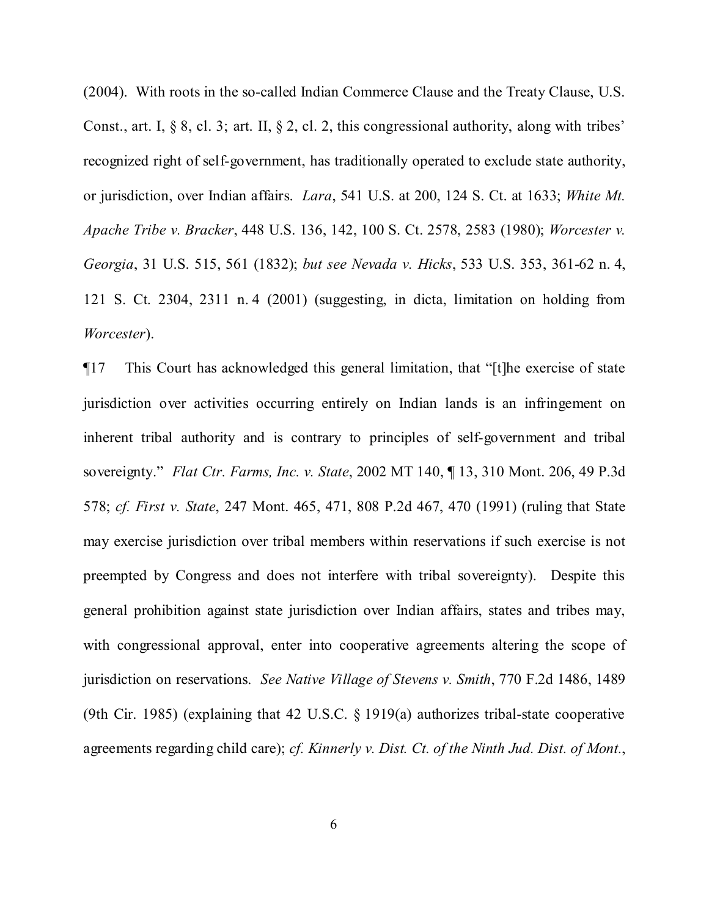(2004). With roots in the so-called Indian Commerce Clause and the Treaty Clause, U.S. Const., art. I, § 8, cl. 3; art. II, § 2, cl. 2, this congressional authority, along with tribes' recognized right of self-government, has traditionally operated to exclude state authority, or jurisdiction, over Indian affairs. *Lara*, 541 U.S. at 200, 124 S. Ct. at 1633; *White Mt. Apache Tribe v. Bracker*, 448 U.S. 136, 142, 100 S. Ct. 2578, 2583 (1980); *Worcester v. Georgia*, 31 U.S. 515, 561 (1832); *but see Nevada v. Hicks*, 533 U.S. 353, 361-62 n. 4, 121 S. Ct. 2304, 2311 n. 4 (2001) (suggesting, in dicta, limitation on holding from *Worcester*).

¶17 This Court has acknowledged this general limitation, that "[t]he exercise of state jurisdiction over activities occurring entirely on Indian lands is an infringement on inherent tribal authority and is contrary to principles of self-government and tribal sovereignty." *Flat Ctr. Farms, Inc. v. State*, 2002 MT 140, ¶ 13, 310 Mont. 206, 49 P.3d 578; *cf. First v. State*, 247 Mont. 465, 471, 808 P.2d 467, 470 (1991) (ruling that State may exercise jurisdiction over tribal members within reservations if such exercise is not preempted by Congress and does not interfere with tribal sovereignty). Despite this general prohibition against state jurisdiction over Indian affairs, states and tribes may, with congressional approval, enter into cooperative agreements altering the scope of jurisdiction on reservations. *See Native Village of Stevens v. Smith*, 770 F.2d 1486, 1489 (9th Cir. 1985) (explaining that 42 U.S.C. § 1919(a) authorizes tribal-state cooperative agreements regarding child care); *cf. Kinnerly v. Dist. Ct. of the Ninth Jud. Dist. of Mont.*,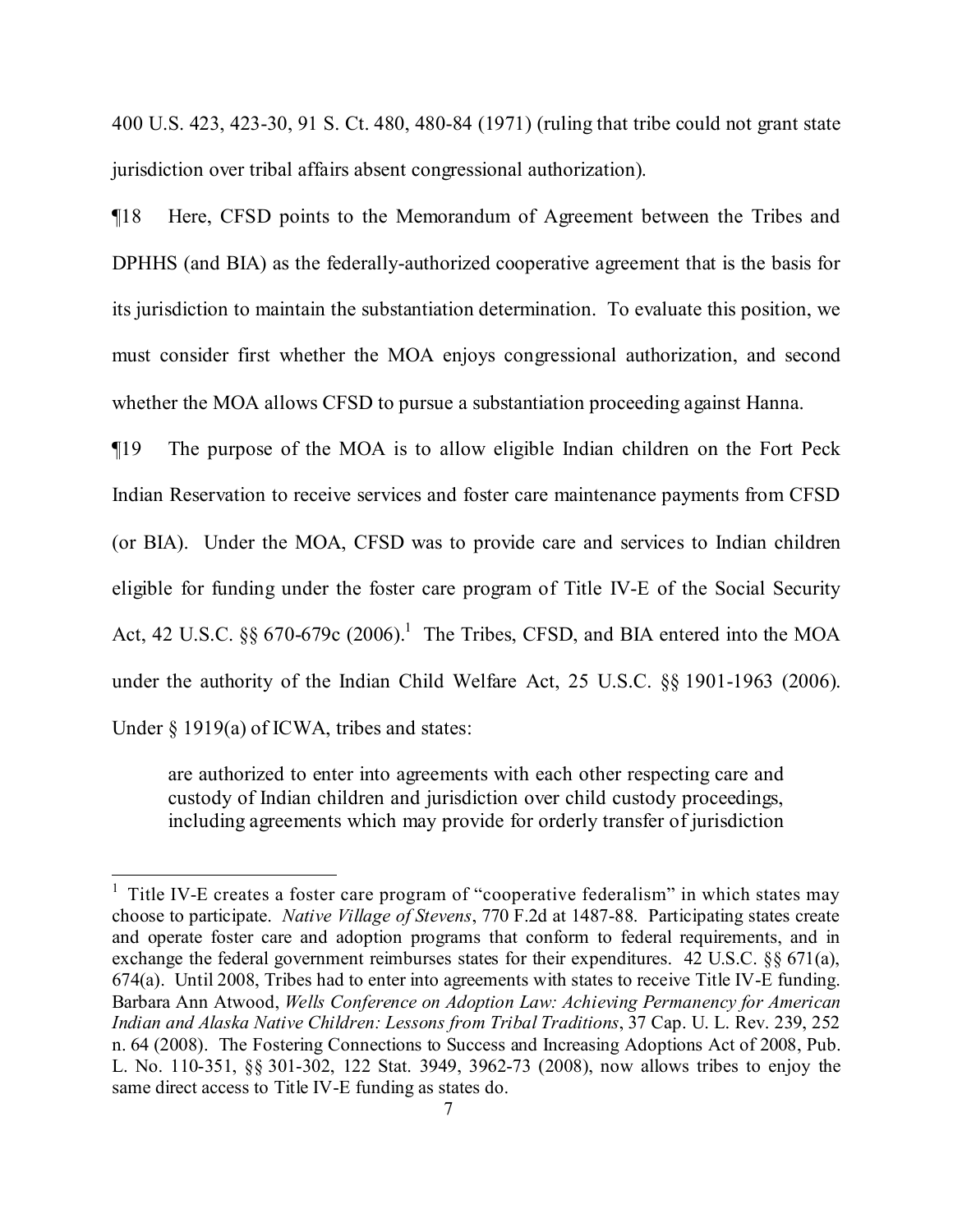400 U.S. 423, 423-30, 91 S. Ct. 480, 480-84 (1971) (ruling that tribe could not grant state jurisdiction over tribal affairs absent congressional authorization).

¶18 Here, CFSD points to the Memorandum of Agreement between the Tribes and DPHHS (and BIA) as the federally-authorized cooperative agreement that is the basis for its jurisdiction to maintain the substantiation determination. To evaluate this position, we must consider first whether the MOA enjoys congressional authorization, and second whether the MOA allows CFSD to pursue a substantiation proceeding against Hanna.

¶19 The purpose of the MOA is to allow eligible Indian children on the Fort Peck Indian Reservation to receive services and foster care maintenance payments from CFSD (or BIA). Under the MOA, CFSD was to provide care and services to Indian children eligible for funding under the foster care program of Title IV-E of the Social Security Act, 42 U.S.C. §§ 670-679c (2006).[1] The Tribes, CFSD, and BIA entered into the MOA under the authority of the Indian Child Welfare Act, 25 U.S.C. §§ 1901-1963 (2006). Under § 1919(a) of ICWA, tribes and states:

> are authorized to enter into agreements with each other respecting care and custody of Indian children and jurisdiction over child custody proceedings, including agreements which may provide for orderly transfer of jurisdiction

---

[1] Title IV-E creates a foster care program of "cooperative federalism" in which states may choose to participate. *Native Village of Stevens*, 770 F.2d at 1487-88. Participating states create and operate foster care and adoption programs that conform to federal requirements, and in exchange the federal government reimburses states for their expenditures. 42 U.S.C. §§ 671(a), 674(a). Until 2008, Tribes had to enter into agreements with states to receive Title IV-E funding. Barbara Ann Atwood, *Wells Conference on Adoption Law: Achieving Permanency for American Indian and Alaska Native Children: Lessons from Tribal Traditions*, 37 Cap. U. L. Rev. 239, 252 n. 64 (2008). The Fostering Connections to Success and Increasing Adoptions Act of 2008, Pub. L. No. 110-351, §§ 301-302, 122 Stat. 3949, 3962-73 (2008), now allows tribes to enjoy the same direct access to Title IV-E funding as states do.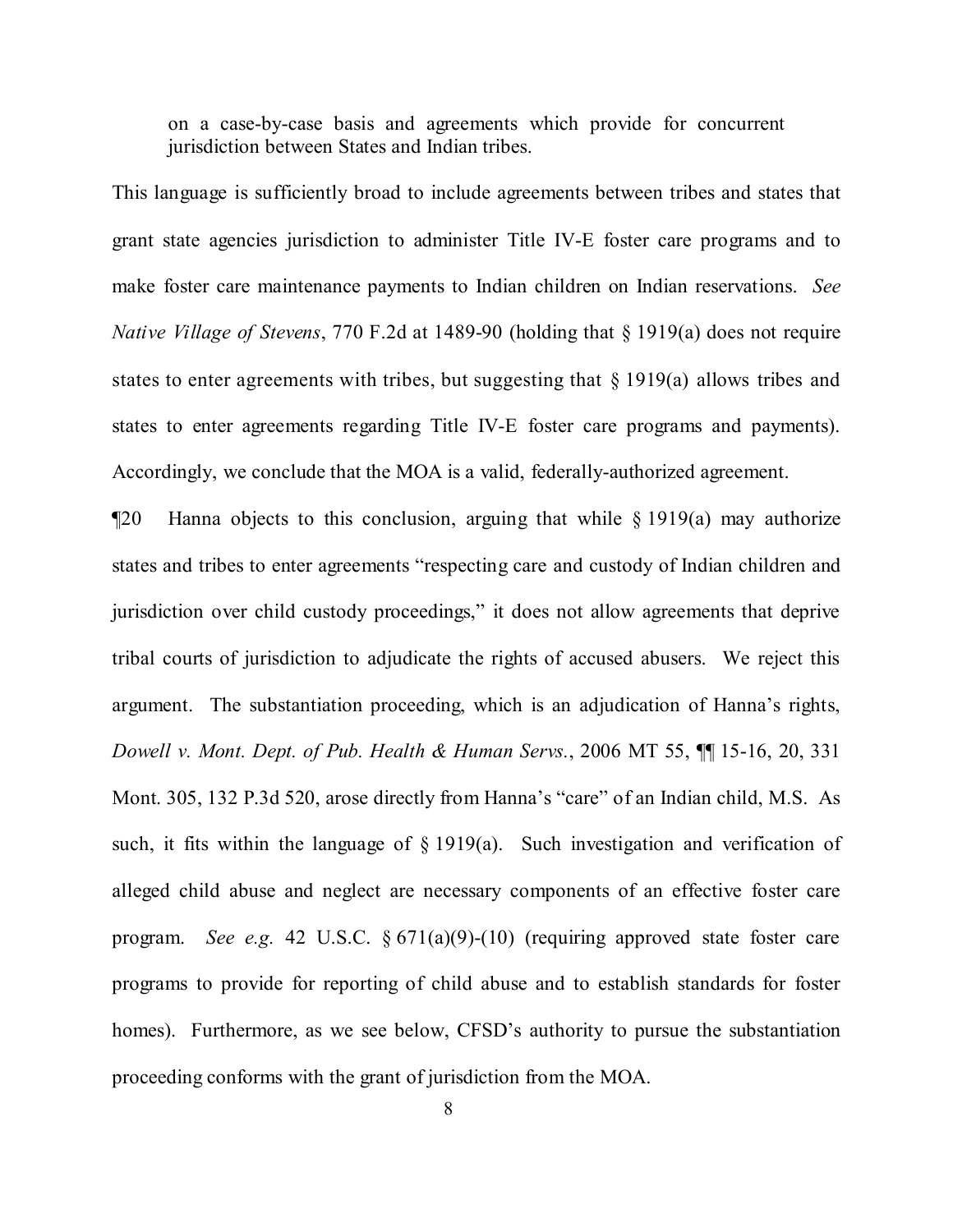> on a case-by-case basis and agreements which provide for concurrent jurisdiction between States and Indian tribes.

This language is sufficiently broad to include agreements between tribes and states that grant state agencies jurisdiction to administer Title IV-E foster care programs and to make foster care maintenance payments to Indian children on Indian reservations. *See Native Village of Stevens*, 770 F.2d at 1489-90 (holding that § 1919(a) does not require states to enter agreements with tribes, but suggesting that § 1919(a) allows tribes and states to enter agreements regarding Title IV-E foster care programs and payments). Accordingly, we conclude that the MOA is a valid, federally-authorized agreement.

¶20 Hanna objects to this conclusion, arguing that while § 1919(a) may authorize states and tribes to enter agreements "respecting care and custody of Indian children and jurisdiction over child custody proceedings," it does not allow agreements that deprive tribal courts of jurisdiction to adjudicate the rights of accused abusers. We reject this argument. The substantiation proceeding, which is an adjudication of Hanna's rights, *Dowell v. Mont. Dept. of Pub. Health & Human Servs.*, 2006 MT 55, ¶¶ 15-16, 20, 331 Mont. 305, 132 P.3d 520, arose directly from Hanna's "care" of an Indian child, M.S. As such, it fits within the language of § 1919(a). Such investigation and verification of alleged child abuse and neglect are necessary components of an effective foster care program. *See e.g.* 42 U.S.C. § 671(a)(9)-(10) (requiring approved state foster care programs to provide for reporting of child abuse and to establish standards for foster homes). Furthermore, as we see below, CFSD's authority to pursue the substantiation proceeding conforms with the grant of jurisdiction from the MOA.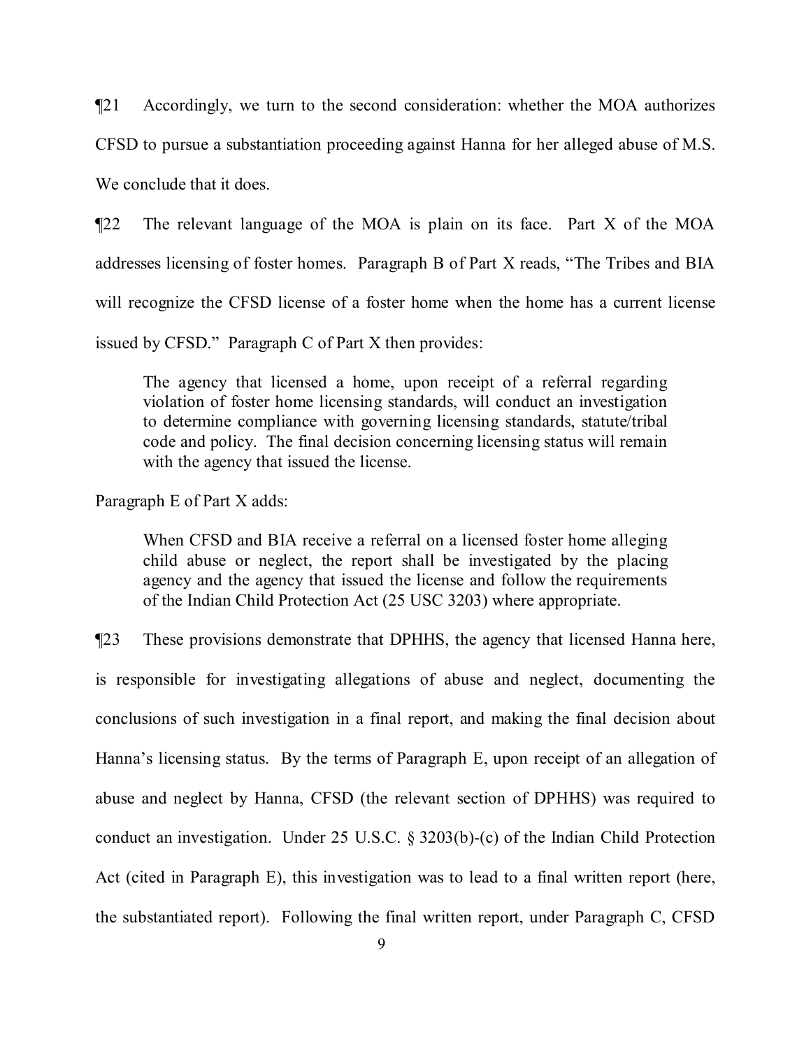¶21 Accordingly, we turn to the second consideration: whether the MOA authorizes CFSD to pursue a substantiation proceeding against Hanna for her alleged abuse of M.S. We conclude that it does.

¶22 The relevant language of the MOA is plain on its face. Part X of the MOA addresses licensing of foster homes. Paragraph B of Part X reads, "The Tribes and BIA will recognize the CFSD license of a foster home when the home has a current license issued by CFSD." Paragraph C of Part X then provides:

> The agency that licensed a home, upon receipt of a referral regarding violation of foster home licensing standards, will conduct an investigation to determine compliance with governing licensing standards, statute/tribal code and policy. The final decision concerning licensing status will remain with the agency that issued the license.

Paragraph E of Part X adds:

> When CFSD and BIA receive a referral on a licensed foster home alleging child abuse or neglect, the report shall be investigated by the placing agency and the agency that issued the license and follow the requirements of the Indian Child Protection Act (25 USC 3203) where appropriate.

¶23 These provisions demonstrate that DPHHS, the agency that licensed Hanna here, is responsible for investigating allegations of abuse and neglect, documenting the conclusions of such investigation in a final report, and making the final decision about Hanna's licensing status. By the terms of Paragraph E, upon receipt of an allegation of abuse and neglect by Hanna, CFSD (the relevant section of DPHHS) was required to conduct an investigation. Under 25 U.S.C. § 3203(b)-(c) of the Indian Child Protection Act (cited in Paragraph E), this investigation was to lead to a final written report (here, the substantiated report). Following the final written report, under Paragraph C, CFSD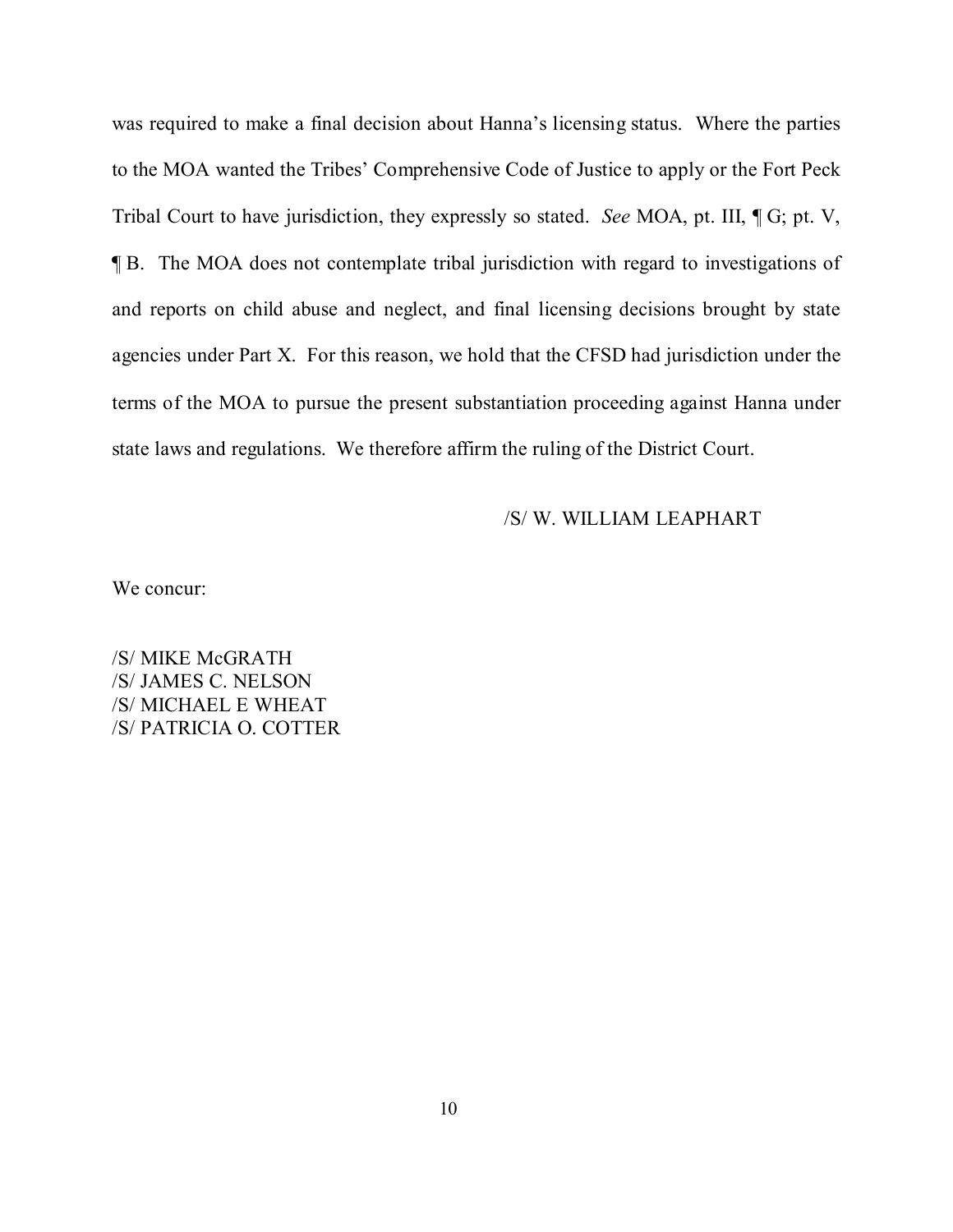was required to make a final decision about Hanna's licensing status. Where the parties to the MOA wanted the Tribes' Comprehensive Code of Justice to apply or the Fort Peck Tribal Court to have jurisdiction, they expressly so stated. *See* MOA, pt. III, ¶ G; pt. V, ¶ B. The MOA does not contemplate tribal jurisdiction with regard to investigations of and reports on child abuse and neglect, and final licensing decisions brought by state agencies under Part X. For this reason, we hold that the CFSD had jurisdiction under the terms of the MOA to pursue the present substantiation proceeding against Hanna under state laws and regulations. We therefore affirm the ruling of the District Court.

/S/ W. WILLIAM LEAPHART

We concur:

/S/ MIKE McGRATH
/S/ JAMES C. NELSON
/S/ MICHAEL E WHEAT
/S/ PATRICIA O. COTTER